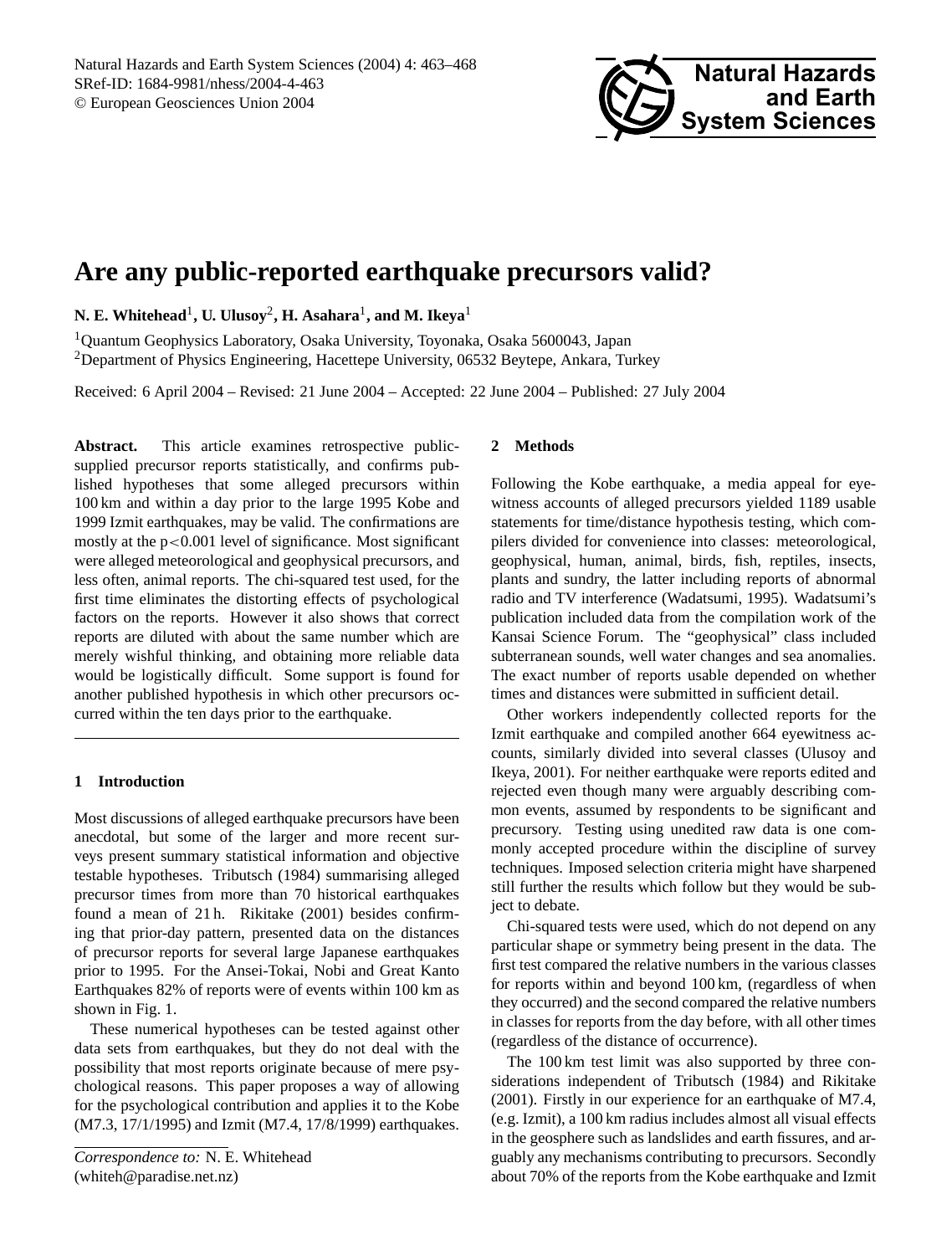# Are any public-reported earthquake precursors valid?

**N. E. Whitehead**[1], **U. Ulusoy**[2], **H. Asahara**[1], **and M. Ikeya**[1]

[1]Quantum Geophysics Laboratory, Osaka University, Toyonaka, Osaka 5600043, Japan
[2]Department of Physics Engineering, Hacettepe University, 06532 Beytepe, Ankara, Turkey

Received: 6 April 2004 – Revised: 21 June 2004 – Accepted: 22 June 2004 – Published: 27 July 2004

**Abstract.** This article examines retrospective public-supplied precursor reports statistically, and confirms published hypotheses that some alleged precursors within 100 km and within a day prior to the large 1995 Kobe and 1999 Izmit earthquakes, may be valid. The confirmations are mostly at the $p<0.001$ level of significance. Most significant were alleged meteorological and geophysical precursors, and less often, animal reports. The chi-squared test used, for the first time eliminates the distorting effects of psychological factors on the reports. However it also shows that correct reports are diluted with about the same number which are merely wishful thinking, and obtaining more reliable data would be logistically difficult. Some support is found for another published hypothesis in which other precursors occurred within the ten days prior to the earthquake.

## 1 Introduction

Most discussions of alleged earthquake precursors have been anecdotal, but some of the larger and more recent surveys present summary statistical information and objective testable hypotheses. Tributsch (1984) summarising alleged precursor times from more than 70 historical earthquakes found a mean of 21 h. Rikitake (2001) besides confirming that prior-day pattern, presented data on the distances of precursor reports for several large Japanese earthquakes prior to 1995. For the Ansei-Tokai, Nobi and Great Kanto Earthquakes 82% of reports were of events within 100 km as shown in Fig. 1.

These numerical hypotheses can be tested against other data sets from earthquakes, but they do not deal with the possibility that most reports originate because of mere psychological reasons. This paper proposes a way of allowing for the psychological contribution and applies it to the Kobe (M7.3, 17/1/1995) and Izmit (M7.4, 17/8/1999) earthquakes.

*Correspondence to:* N. E. Whitehead
(whiteh@paradise.net.nz)

## 2 Methods

Following the Kobe earthquake, a media appeal for eyewitness accounts of alleged precursors yielded 1189 usable statements for time/distance hypothesis testing, which compilers divided for convenience into classes: meteorological, geophysical, human, animal, birds, fish, reptiles, insects, plants and sundry, the latter including reports of abnormal radio and TV interference (Wadatsumi, 1995). Wadatsumi's publication included data from the compilation work of the Kansai Science Forum. The "geophysical" class included subterranean sounds, well water changes and sea anomalies. The exact number of reports usable depended on whether times and distances were submitted in sufficient detail.

Other workers independently collected reports for the Izmit earthquake and compiled another 664 eyewitness accounts, similarly divided into several classes (Ulusoy and Ikeya, 2001). For neither earthquake were reports edited and rejected even though many were arguably describing common events, assumed by respondents to be significant and precursory. Testing using unedited raw data is one commonly accepted procedure within the discipline of survey techniques. Imposed selection criteria might have sharpened still further the results which follow but they would be subject to debate.

Chi-squared tests were used, which do not depend on any particular shape or symmetry being present in the data. The first test compared the relative numbers in the various classes for reports within and beyond 100 km, (regardless of when they occurred) and the second compared the relative numbers in classes for reports from the day before, with all other times (regardless of the distance of occurrence).

The 100 km test limit was also supported by three considerations independent of Tributsch (1984) and Rikitake (2001). Firstly in our experience for an earthquake of M7.4, (e.g. Izmit), a 100 km radius includes almost all visual effects in the geosphere such as landslides and earth fissures, and arguably any mechanisms contributing to precursors. Secondly about 70% of the reports from the Kobe earthquake and Izmit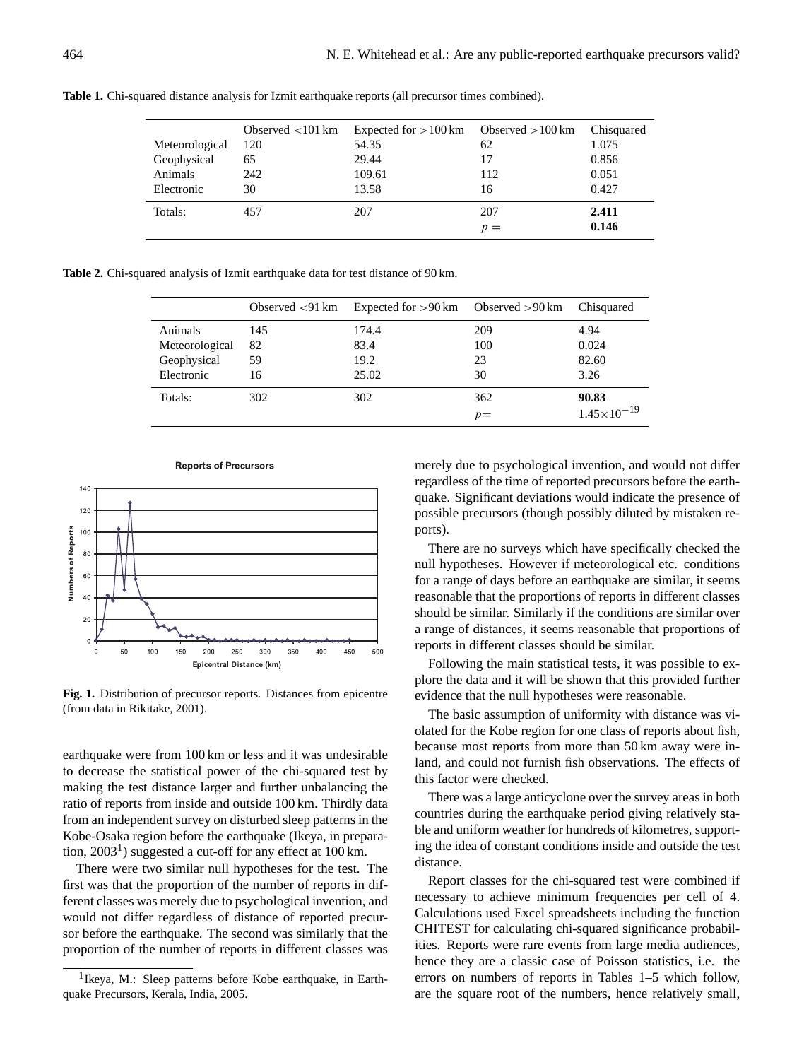**Table 1.** Chi-squared distance analysis for Izmit earthquake reports (all precursor times combined).

| | Observed <101 km | Expected for >100 km | Observed >100 km | Chisquared |
|---|---|---|---|---|
| Meteorological | 120 | 54.35 | 62 | 1.075 |
| Geophysical | 65 | 29.44 | 17 | 0.856 |
| Animals | 242 | 109.61 | 112 | 0.051 |
| Electronic | 30 | 13.58 | 16 | 0.427 |
| Totals: | 457 | 207 | 207 | **2.411** |
| | | | $p=$ | **0.146** |

**Table 2.** Chi-squared analysis of Izmit earthquake data for test distance of 90 km.

| | Observed <91 km | Expected for >90 km | Observed >90 km | Chisquared |
|---|---|---|---|---|
| Animals | 145 | 174.4 | 209 | 4.94 |
| Meteorological | 82 | 83.4 | 100 | 0.024 |
| Geophysical | 59 | 19.2 | 23 | 82.60 |
| Electronic | 16 | 25.02 | 30 | 3.26 |
| Totals: | 302 | 302 | 362 | **90.83** |
| | | | $p=$ | $1.45\times10^{-19}$ |

Reports of Precursors

Numbers of Reports

140
120
100
80
60
40
20
0

0 50 100 150 200 250 300 350 400 450 500

Epicentral Distance (km)

**Fig. 1.** Distribution of precursor reports. Distances from epicentre (from data in Rikitake, 2001).

earthquake were from 100 km or less and it was undesirable to decrease the statistical power of the chi-squared test by making the test distance larger and further unbalancing the ratio of reports from inside and outside 100 km. Thirdly data from an independent survey on disturbed sleep patterns in the Kobe-Osaka region before the earthquake (Ikeya, in preparation, 2003[1]) suggested a cut-off for any effect at 100 km.

There were two similar null hypotheses for the test. The first was that the proportion of the number of reports in different classes was merely due to psychological invention, and would not differ regardless of distance of reported precursor before the earthquake. The second was similarly that the proportion of the number of reports in different classes was merely due to psychological invention, and would not differ regardless of the time of reported precursors before the earthquake. Significant deviations would indicate the presence of possible precursors (though possibly diluted by mistaken reports).

There are no surveys which have specifically checked the null hypotheses. However if meteorological etc. conditions for a range of days before an earthquake are similar, it seems reasonable that the proportions of reports in different classes should be similar. Similarly if the conditions are similar over a range of distances, it seems reasonable that proportions of reports in different classes should be similar.

Following the main statistical tests, it was possible to explore the data and it will be shown that this provided further evidence that the null hypotheses were reasonable.

The basic assumption of uniformity with distance was violated for the Kobe region for one class of reports about fish, because most reports from more than 50 km away were inland, and could not furnish fish observations. The effects of this factor were checked.

There was a large anticyclone over the survey areas in both countries during the earthquake period giving relatively stable and uniform weather for hundreds of kilometres, supporting the idea of constant conditions inside and outside the test distance.

Report classes for the chi-squared test were combined if necessary to achieve minimum frequencies per cell of 4. Calculations used Excel spreadsheets including the function CHITEST for calculating chi-squared significance probabilities. Reports were rare events from large media audiences, hence they are a classic case of Poisson statistics, i.e. the errors on numbers of reports in Tables 1–5 which follow, are the square root of the numbers, hence relatively small,

[1] Ikeya, M.: Sleep patterns before Kobe earthquake, in Earthquake Precursors, Kerala, India, 2005.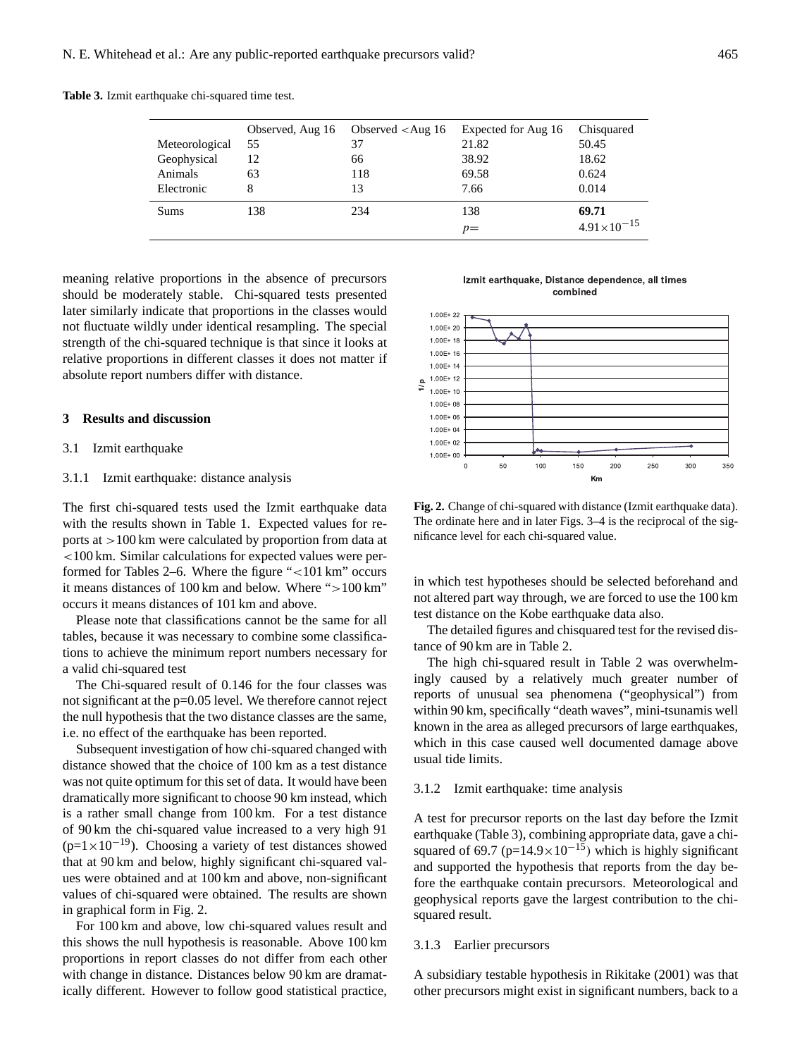**Table 3.** Izmit earthquake chi-squared time test.

| | Observed, Aug 16 | Observed <Aug 16 | Expected for Aug 16 | Chisquared |
|---|---|---|---|---|
| Meteorological | 55 | 37 | 21.82 | 50.45 |
| Geophysical | 12 | 66 | 38.92 | 18.62 |
| Animals | 63 | 118 | 69.58 | 0.624 |
| Electronic | 8 | 13 | 7.66 | 0.014 |
| Sums | 138 | 234 | 138 | **69.71** |
| | | | $p=$ | $4.91\times10^{-15}$ |

meaning relative proportions in the absence of precursors should be moderately stable. Chi-squared tests presented later similarly indicate that proportions in the classes would not fluctuate wildly under identical resampling. The special strength of the chi-squared technique is that since it looks at relative proportions in different classes it does not matter if absolute report numbers differ with distance.

## 3 Results and discussion

### 3.1 Izmit earthquake

#### 3.1.1 Izmit earthquake: distance analysis

The first chi-squared tests used the Izmit earthquake data with the results shown in Table 1. Expected values for reports at >100 km were calculated by proportion from data at <100 km. Similar calculations for expected values were performed for Tables 2–6. Where the figure "<101 km" occurs it means distances of 100 km and below. Where ">100 km" occurs it means distances of 101 km and above.

Please note that classifications cannot be the same for all tables, because it was necessary to combine some classifications to achieve the minimum report numbers necessary for a valid chi-squared test

The Chi-squared result of 0.146 for the four classes was not significant at the p=0.05 level. We therefore cannot reject the null hypothesis that the two distance classes are the same, i.e. no effect of the earthquake has been reported.

Subsequent investigation of how chi-squared changed with distance showed that the choice of 100 km as a test distance was not quite optimum for this set of data. It would have been dramatically more significant to choose 90 km instead, which is a rather small change from 100 km. For a test distance of 90 km the chi-squared value increased to a very high 91 ($p=1\times10^{-19}$). Choosing a variety of test distances showed that at 90 km and below, highly significant chi-squared values were obtained and at 100 km and above, non-significant values of chi-squared were obtained. The results are shown in graphical form in Fig. 2.

For 100 km and above, low chi-squared values result and this shows the null hypothesis is reasonable. Above 100 km proportions in report classes do not differ from each other with change in distance. Distances below 90 km are dramatically different. However to follow good statistical practice, in which test hypotheses should be selected beforehand and not altered part way through, we are forced to use the 100 km test distance on the Kobe earthquake data also.

**Fig. 2.** Change of chi-squared with distance (Izmit earthquake data). The ordinate here and in later Figs. 3–4 is the reciprocal of the significance level for each chi-squared value.

The detailed figures and chisquared test for the revised distance of 90 km are in Table 2.

The high chi-squared result in Table 2 was overwhelmingly caused by a relatively much greater number of reports of unusual sea phenomena ("geophysical") from within 90 km, specifically "death waves", mini-tsunamis well known in the area as alleged precursors of large earthquakes, which in this case caused well documented damage above usual tide limits.

#### 3.1.2 Izmit earthquake: time analysis

A test for precursor reports on the last day before the Izmit earthquake (Table 3), combining appropriate data, gave a chi-squared of 69.7 ($p=14.9\times10^{-15}$) which is highly significant and supported the hypothesis that reports from the day before the earthquake contain precursors. Meteorological and geophysical reports gave the largest contribution to the chi-squared result.

#### 3.1.3 Earlier precursors

A subsidiary testable hypothesis in Rikitake (2001) was that other precursors might exist in significant numbers, back to a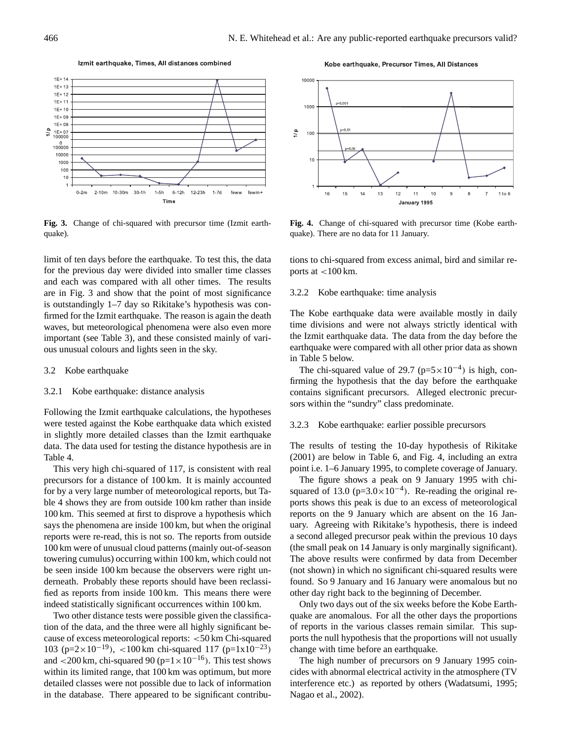Fig. 3. Change of chi-squared with precursor time (Izmit earthquake).

Fig. 4. Change of chi-squared with precursor time (Kobe earthquake). There are no data for 11 January.

limit of ten days before the earthquake. To test this, the data for the previous day were divided into smaller time classes and each was compared with all other times. The results are in Fig. 3 and show that the point of most significance is outstandingly 1–7 day so Rikitake's hypothesis was confirmed for the Izmit earthquake. The reason is again the death waves, but meteorological phenomena were also even more important (see Table 3), and these consisted mainly of various unusual colours and lights seen in the sky.

## 3.2 Kobe earthquake

### 3.2.1 Kobe earthquake: distance analysis

Following the Izmit earthquake calculations, the hypotheses were tested against the Kobe earthquake data which existed in slightly more detailed classes than the Izmit earthquake data. The data used for testing the distance hypothesis are in Table 4.

This very high chi-squared of 117, is consistent with real precursors for a distance of 100 km. It is mainly accounted for by a very large number of meteorological reports, but Table 4 shows they are from outside 100 km rather than inside 100 km. This seemed at first to disprove a hypothesis which says the phenomena are inside 100 km, but when the original reports were re-read, this is not so. The reports from outside 100 km were of unusual cloud patterns (mainly out-of-season towering cumulus) occurring within 100 km, which could not be seen inside 100 km because the observers were right underneath. Probably these reports should have been reclassified as reports from inside 100 km. This means there were indeed statistically significant occurrences within 100 km.

Two other distance tests were possible given the classification of the data, and the three were all highly significant because of excess meteorological reports: <50 km Chi-squared 103 ($p=2\times10^{-19}$), <100 km chi-squared 117 ($p=1\text{x}10^{-23}$) and <200 km, chi-squared 90 ($p=1\times10^{-16}$). This test shows within its limited range, that 100 km was optimum, but more detailed classes were not possible due to lack of information in the database. There appeared to be significant contributions to chi-squared from excess animal, bird and similar reports at <100 km.

### 3.2.2 Kobe earthquake: time analysis

The Kobe earthquake data were available mostly in daily time divisions and were not always strictly identical with the Izmit earthquake data. The data from the day before the earthquake were compared with all other prior data as shown in Table 5 below.

The chi-squared value of 29.7 ($p=5\times10^{-4}$) is high, confirming the hypothesis that the day before the earthquake contains significant precursors. Alleged electronic precursors within the "sundry" class predominate.

### 3.2.3 Kobe earthquake: earlier possible precursors

The results of testing the 10-day hypothesis of Rikitake (2001) are below in Table 6, and Fig. 4, including an extra point i.e. 1–6 January 1995, to complete coverage of January.

The figure shows a peak on 9 January 1995 with chi-squared of 13.0 ($p=3.0\times10^{-4}$). Re-reading the original reports shows this peak is due to an excess of meteorological reports on the 9 January which are absent on the 16 January. Agreeing with Rikitake's hypothesis, there is indeed a second alleged precursor peak within the previous 10 days (the small peak on 14 January is only marginally significant). The above results were confirmed by data from December (not shown) in which no significant chi-squared results were found. So 9 January and 16 January were anomalous but no other day right back to the beginning of December.

Only two days out of the six weeks before the Kobe Earthquake are anomalous. For all the other days the proportions of reports in the various classes remain similar. This supports the null hypothesis that the proportions will not usually change with time before an earthquake.

The high number of precursors on 9 January 1995 coincides with abnormal electrical activity in the atmosphere (TV interference etc.) as reported by others (Wadatsumi, 1995; Nagao et al., 2002).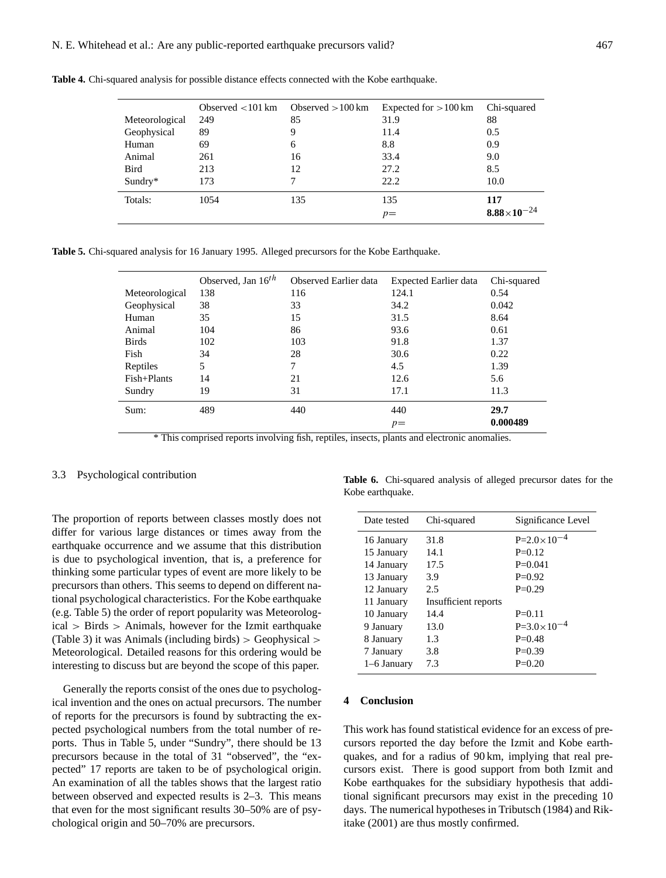**Table 4.** Chi-squared analysis for possible distance effects connected with the Kobe earthquake.

| | Observed <101 km | Observed >100 km | Expected for >100 km | Chi-squared |
|---|---|---|---|---|
| Meteorological | 249 | 85 | 31.9 | 88 |
| Geophysical | 89 | 9 | 11.4 | 0.5 |
| Human | 69 | 6 | 8.8 | 0.9 |
| Animal | 261 | 16 | 33.4 | 9.0 |
| Bird | 213 | 12 | 27.2 | 8.5 |
| Sundry* | 173 | 7 | 22.2 | 10.0 |
| Totals: | 1054 | 135 | 135 | **117** |
| | | | $p=$ | $\mathbf{8.88\times10^{-24}}$ |

**Table 5.** Chi-squared analysis for 16 January 1995. Alleged precursors for the Kobe Earthquake.

| | Observed, Jan $16^{th}$ | Observed Earlier data | Expected Earlier data | Chi-squared |
|---|---|---|---|---|
| Meteorological | 138 | 116 | 124.1 | 0.54 |
| Geophysical | 38 | 33 | 34.2 | 0.042 |
| Human | 35 | 15 | 31.5 | 8.64 |
| Animal | 104 | 86 | 93.6 | 0.61 |
| Birds | 102 | 103 | 91.8 | 1.37 |
| Fish | 34 | 28 | 30.6 | 0.22 |
| Reptiles | 5 | 7 | 4.5 | 1.39 |
| Fish+Plants | 14 | 21 | 12.6 | 5.6 |
| Sundry | 19 | 31 | 17.1 | 11.3 |
| Sum: | 489 | 440 | 440 | **29.7** |
| | | | $p=$ | **0.000489** |

\* This comprised reports involving fish, reptiles, insects, plants and electronic anomalies.

### 3.3 Psychological contribution

The proportion of reports between classes mostly does not differ for various large distances or times away from the earthquake occurrence and we assume that this distribution is due to psychological invention, that is, a preference for thinking some particular types of event are more likely to be precursors than others. This seems to depend on different national psychological characteristics. For the Kobe earthquake (e.g. Table 5) the order of report popularity was Meteorological > Birds > Animals, however for the Izmit earthquake (Table 3) it was Animals (including birds) > Geophysical > Meteorological. Detailed reasons for this ordering would be interesting to discuss but are beyond the scope of this paper.

Generally the reports consist of the ones due to psychological invention and the ones on actual precursors. The number of reports for the precursors is found by subtracting the expected psychological numbers from the total number of reports. Thus in Table 5, under "Sundry", there should be 13 precursors because in the total of 31 "observed", the "expected" 17 reports are taken to be of psychological origin. An examination of all the tables shows that the largest ratio between observed and expected results is 2–3. This means that even for the most significant results 30–50% are of psychological origin and 50–70% are precursors.

**Table 6.** Chi-squared analysis of alleged precursor dates for the Kobe earthquake.

| Date tested | Chi-squared | Significance Level |
|---|---|---|
| 16 January | 31.8 | $P=2.0\times10^{-4}$ |
| 15 January | 14.1 | P=0.12 |
| 14 January | 17.5 | P=0.041 |
| 13 January | 3.9 | P=0.92 |
| 12 January | 2.5 | P=0.29 |
| 11 January | Insufficient reports | |
| 10 January | 14.4 | P=0.11 |
| 9 January | 13.0 | $P=3.0\times10^{-4}$ |
| 8 January | 1.3 | P=0.48 |
| 7 January | 3.8 | P=0.39 |
| 1–6 January | 7.3 | P=0.20 |

## 4 Conclusion

This work has found statistical evidence for an excess of precursors reported the day before the Izmit and Kobe earthquakes, and for a radius of 90 km, implying that real precursors exist. There is good support from both Izmit and Kobe earthquakes for the subsidiary hypothesis that additional significant precursors may exist in the preceding 10 days. The numerical hypotheses in Tributsch (1984) and Rikitake (2001) are thus mostly confirmed.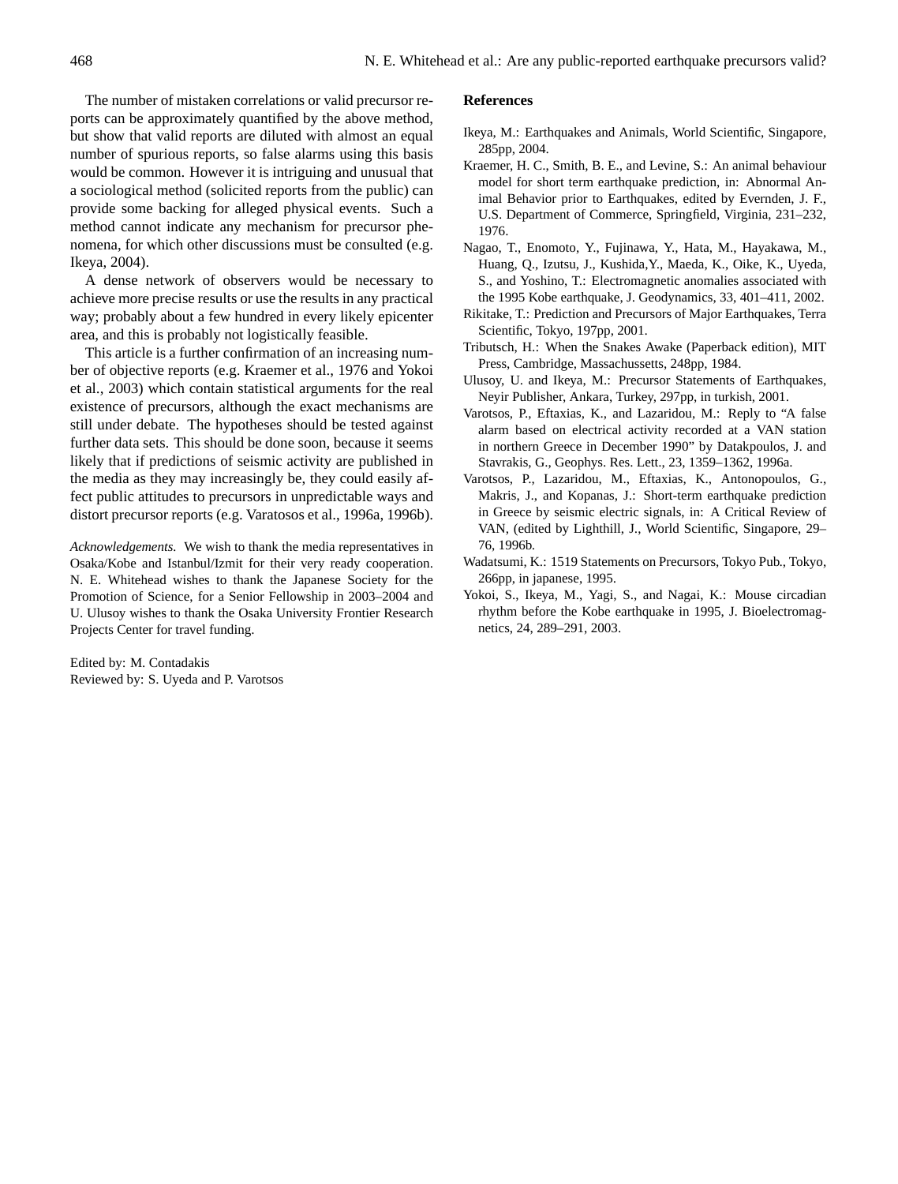The number of mistaken correlations or valid precursor reports can be approximately quantified by the above method, but show that valid reports are diluted with almost an equal number of spurious reports, so false alarms using this basis would be common. However it is intriguing and unusual that a sociological method (solicited reports from the public) can provide some backing for alleged physical events. Such a method cannot indicate any mechanism for precursor phenomena, for which other discussions must be consulted (e.g. Ikeya, 2004).

A dense network of observers would be necessary to achieve more precise results or use the results in any practical way; probably about a few hundred in every likely epicenter area, and this is probably not logistically feasible.

This article is a further confirmation of an increasing number of objective reports (e.g. Kraemer et al., 1976 and Yokoi et al., 2003) which contain statistical arguments for the real existence of precursors, although the exact mechanisms are still under debate. The hypotheses should be tested against further data sets. This should be done soon, because it seems likely that if predictions of seismic activity are published in the media as they may increasingly be, they could easily affect public attitudes to precursors in unpredictable ways and distort precursor reports (e.g. Varatosos et al., 1996a, 1996b).

*Acknowledgements.* We wish to thank the media representatives in Osaka/Kobe and Istanbul/Izmit for their very ready cooperation. N. E. Whitehead wishes to thank the Japanese Society for the Promotion of Science, for a Senior Fellowship in 2003–2004 and U. Ulusoy wishes to thank the Osaka University Frontier Research Projects Center for travel funding.

Edited by: M. Contadakis
Reviewed by: S. Uyeda and P. Varotsos

## References

Ikeya, M.: Earthquakes and Animals, World Scientific, Singapore, 285pp, 2004.

Kraemer, H. C., Smith, B. E., and Levine, S.: An animal behaviour model for short term earthquake prediction, in: Abnormal Animal Behavior prior to Earthquakes, edited by Evernden, J. F., U.S. Department of Commerce, Springfield, Virginia, 231–232, 1976.

Nagao, T., Enomoto, Y., Fujinawa, Y., Hata, M., Hayakawa, M., Huang, Q., Izutsu, J., Kushida,Y., Maeda, K., Oike, K., Uyeda, S., and Yoshino, T.: Electromagnetic anomalies associated with the 1995 Kobe earthquake, J. Geodynamics, 33, 401–411, 2002.

Rikitake, T.: Prediction and Precursors of Major Earthquakes, Terra Scientific, Tokyo, 197pp, 2001.

Tributsch, H.: When the Snakes Awake (Paperback edition), MIT Press, Cambridge, Massachussetts, 248pp, 1984.

Ulusoy, U. and Ikeya, M.: Precursor Statements of Earthquakes, Neyir Publisher, Ankara, Turkey, 297pp, in turkish, 2001.

Varotsos, P., Eftaxias, K., and Lazaridou, M.: Reply to "A false alarm based on electrical activity recorded at a VAN station in northern Greece in December 1990" by Datakpoulos, J. and Stavrakis, G., Geophys. Res. Lett., 23, 1359–1362, 1996a.

Varotsos, P., Lazaridou, M., Eftaxias, K., Antonopoulos, G., Makris, J., and Kopanas, J.: Short-term earthquake prediction in Greece by seismic electric signals, in: A Critical Review of VAN, (edited by Lighthill, J., World Scientific, Singapore, 29–76, 1996b.

Wadatsumi, K.: 1519 Statements on Precursors, Tokyo Pub., Tokyo, 266pp, in japanese, 1995.

Yokoi, S., Ikeya, M., Yagi, S., and Nagai, K.: Mouse circadian rhythm before the Kobe earthquake in 1995, J. Bioelectromagnetics, 24, 289–291, 2003.